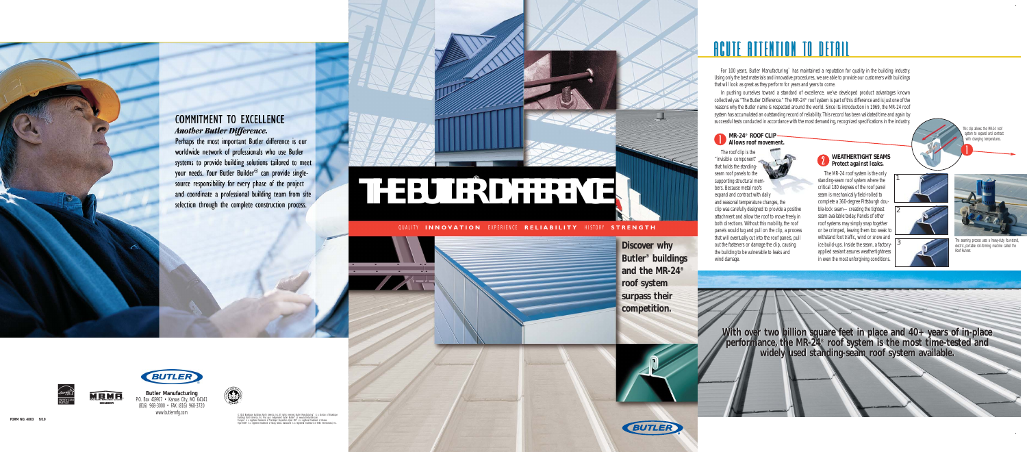## COMMITMENT TO EXCELLENCE

***Another Butler Difference.***

Perhaps the most important Butler difference is our worldwide network of professionals who use Butler systems to provide building solutions tailored to meet your needs. Your Butler Builder® can provide single-source responsibility for every phase of the project and coordinate a professional building team from site selection through the complete construction process.

**Butler Manufacturing**
P.O. Box 419917 • Kansas City, MO 64141
(816) 968-3000 • FAX: (816) 968-3720
www.butlermfg.com

FORM NO. 4003 9/10

# THE BUTLER DIFFERENCE®

QUALITY **INNOVATION** EXPERIENCE **RELIABILITY** HISTORY **STRENGTH**

**Discover why Butler® buildings and the MR-24® roof system surpass their competition.**

# ACUTE ATTENTION TO DETAIL

For 100 years, Butler Manufacturing™ has maintained a reputation for quality in the building industry. Using only the best materials and innovative procedures, we are able to provide our customers with buildings that will look as great as they perform for years and years to come.

In pushing ourselves toward a standard of excellence, we've developed product advantages known collectively as "The Butler Difference." The MR-24® roof system is part of this difference and is just one of the reasons why the Butler name is respected around the world. Since its introduction in 1969, the MR-24 roof system has accumulated an outstanding record of reliability. This record has been validated time and again by successful tests conducted in accordance with the most demanding, recognized specifications in the industry.

### 1 MR-24® ROOF CLIP — Allows roof movement.

The roof clip is the "invisible component" that holds the standing-seam roof panels to the supporting structural members. Because metal roofs expand and contract with daily and seasonal temperature changes, the clip was carefully designed to provide a positive attachment and allow the roof to move freely in both directions. Without this mobility, the roof panels would tug and pull on the clip, a process that will eventually cut into the roof panels, pull out the fasteners or damage the clip, causing the building to be vulnerable to leaks and wind damage.

This clip allows the MR-24 roof system to expand and contract with changing temperatures.

### 2 WEATHERTIGHT SEAMS — Protect against leaks.

The MR-24 roof system is the only standing-seam roof system where the critical 180 degrees of the roof panel seam is mechanically field-rolled to complete a 360-degree Pittsburgh double-lock seam—creating the tightest seam available today. Panels of other roof systems may simply snap together or be crimped, leaving them too weak to withstand foot traffic, wind or snow and ice build-ups. Inside the seam, a factory-applied sealant assures weathertightness in even the most unforgiving conditions.

The seaming process uses a heavy-duty four-stand, electric, portable roll-forming machine called the Roof Runner.

**With over two billion square feet in place and 40+ years of in-place performance, the MR-24® roof system is the most time-tested and widely used standing-seam roof system available.**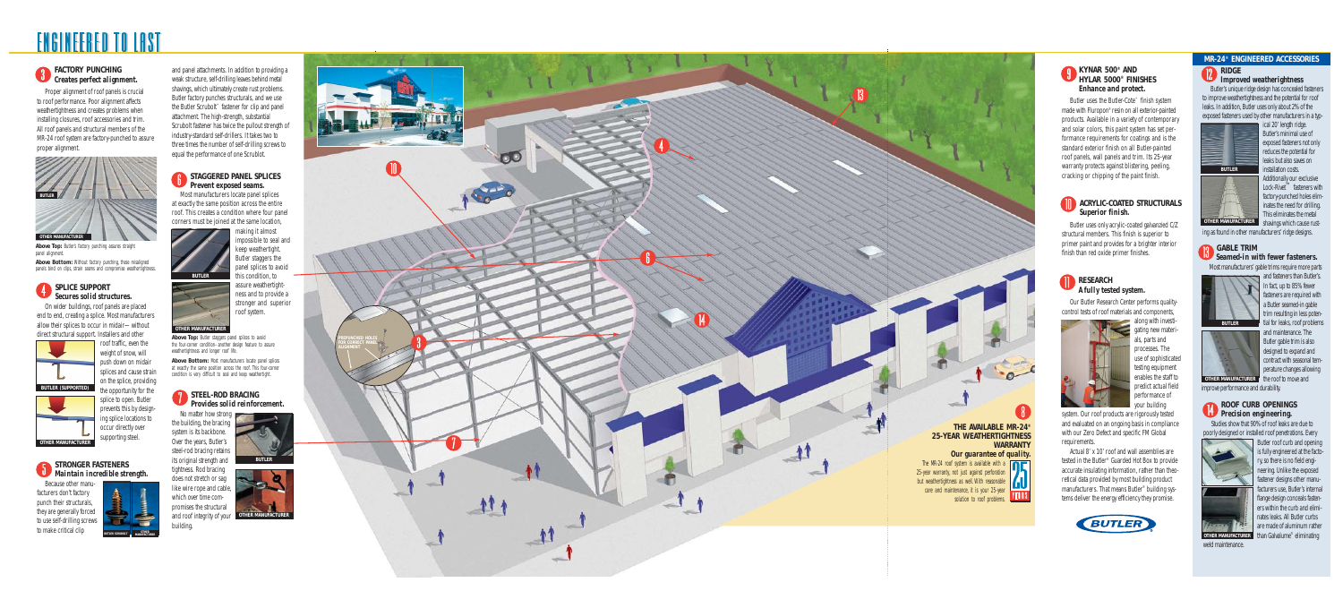# ENGINEERED TO LAST

## 3 FACTORY PUNCHING
### Creates perfect alignment.

Proper alignment of roof panels is crucial to roof performance. Poor alignment affects weathertightness and creates problems when installing closures, roof accessories and trim. All roof panels and structural members of the MR-24 roof system are factory-punched to assure proper alignment.

BUTLER

OTHER MANUFACTURER

**Above Top:** Butler's factory punching assures straight panel alignment.
**Above Bottom:** Without factory punching, these misaligned panels bind on clips, strain seams and compromise weathertightness.

## 4 SPLICE SUPPORT
### Secures solid structures.

On wider buildings, roof panels are placed end to end, creating a splice. Most manufacturers allow their splices to occur in midair — without direct structural support. Installers and other roof traffic, even the weight of snow, will push down on midair splices and cause strain on the splice, providing the opportunity for the splice to open. Butler prevents this by designing splice locations to occur directly over supporting steel.

BUTLER (SUPPORTED)

OTHER MANUFACTURER

## 5 STRONGER FASTENERS
### Maintain incredible strength.

Because other manufacturers don't factory punch their structurals, they are generally forced to use self-drilling screws to make critical clip and panel attachments. In addition to providing a weak structure, self-drilling leaves behind metal shavings, which ultimately create rust problems. Butler factory punches structurals, and we use the Butler Scrubolt® fastener for clip and panel attachment. The high-strength, substantial Scrubolt fastener has twice the pullout strength of industry-standard self-drillers. It takes two to three times the number of self-drilling screws to equal the performance of one Scrubolt.

BUTLER SCRUBOLT

OTHER MANUFACTURER

## 6 STAGGERED PANEL SPLICES
### Prevent exposed seams.

Most manufacturers locate panel splices at exactly the same position across the entire roof. This creates a condition where four panel corners must be joined at the same location, making it almost impossible to seal and keep weathertight. Butler staggers the panel splices to avoid this condition, to assure weathertightness and to provide a stronger and superior roof system.

BUTLER

OTHER MANUFACTURER

**Above Top:** Butler staggers panel splices to avoid the four-corner condition–another design feature to assure weathertightness and longer roof life.
**Above Bottom:** Most manufacturers locate panel splices at exactly the same position across the roof. This four-corner condition is very difficult to seal and keep weathertight.

## 7 STEEL-ROD BRACING
### Provides solid reinforcement.

No matter how strong the building, the bracing system is its backbone. Over the years, Butler's steel-rod bracing retains its original strength and tightness. Rod bracing does not stretch or sag like wire rope and cable, which over time compromises the structural and roof integrity of your building.

BUTLER

OTHER MANUFACTURER

PREPUNCHED HOLES FOR CORRECT PANEL ALIGNMENT

## 8 THE AVAILABLE MR-24® 25-YEAR WEATHERTIGHTNESS WARRANTY
### Our guarantee of quality.

The MR-24 roof system is available with a 25-year warranty, not just against perforation but weathertightness as well. With reasonable care and maintenance, it is your 25-year solution to roof problems.

25 YEARS

## 9 KYNAR 500® AND HYLAR 5000® FINISHES
### Enhance and protect.

Butler uses the Butler-Cote® finish system made with Fluropon® resin on all exterior-painted products. Available in a variety of contemporary and solar colors, this paint system has set performance requirements for coatings and is the standard exterior finish on all Butler-painted roof panels, wall panels and trim. Its 25-year warranty protects against blistering, peeling, cracking or chipping of the paint finish.

## 10 ACRYLIC-COATED STRUCTURALS
### Superior finish.

Butler uses only acrylic-coated galvanized C/Z structural members. This finish is superior to primer paint and provides for a brighter interior finish than red oxide primer finishes.

## 11 RESEARCH
### A fully tested system.

Our Butler Research Center performs quality-control tests of roof materials and components, along with investigating new materials, parts and processes. The use of sophisticated testing equipment enables the staff to predict actual field performance of your building system. Our roof products are rigorously tested and evaluated on an ongoing basis in compliance with our Zero Defect and specific FM Global requirements.

Actual 8' x 10' roof and wall assemblies are tested in the Butler® Guarded Hot Box to provide accurate insulating information, rather than theoretical data provided by most building product manufacturers. That means Butler® building systems deliver the energy efficiency they promise.

BUTLER

## MR-24® ENGINEERED ACCESSORIES

## 12 RIDGE
### Improved weathertightness

Butler's unique ridge design has concealed fasteners to improve weathertightness and the potential for roof leaks. In addition, Butler uses only about 2% of the exposed fasteners used by other manufacturers in a typical 20' length ridge. Butler's minimal use of exposed fasteners not only reduces the potential for leaks but also saves on installation costs. Additionally our exclusive Lok-Rivet™ fasteners with factory-punched holes eliminates the need for drilling. This eliminates the metal shavings which cause rusting as found in other manufacturers' ridge designs.

BUTLER

OTHER MANUFACTURER

## 13 GABLE TRIM
### Seamed-in with fewer fasteners.

Most manufacturers' gable trims require more parts and fasteners than Butler's. In fact, up to 85% fewer fasteners are required with a Butler seamed-in gable trim resulting in less potential for leaks, roof problems and maintenance. The Butler gable trim is also designed to expand and contract with seasonal temperature changes allowing the roof to move and improve performance and durability.

BUTLER

OTHER MANUFACTURER

## 14 ROOF CURB OPENINGS
### Precision engineering.

Studies show that 90% of roof leaks are due to poorly designed or installed roof penetrations. Every Butler roof curb and opening is fully engineered at the factory, so there is no field engineering. Unlike the exposed fastener designs other manufacturers use, Butler's internal flange design conceals fasteners within the curb and eliminates leaks. All Butler curbs are made of aluminum rather than Galvalume® eliminating weld maintenance.

OTHER MANUFACTURER